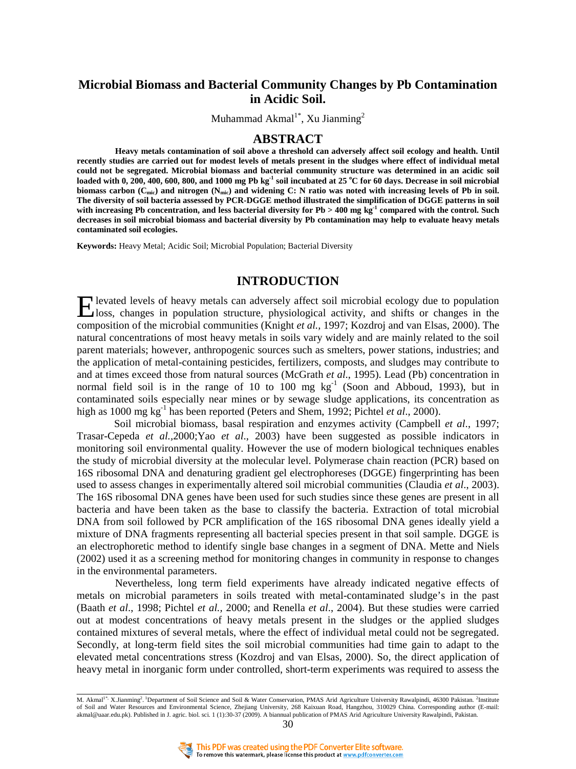# Microbial Biomass and Bacterial Community Changes by Pb Contamination in Acidic Soil.

Muhammad Akmal[1*], Xu Jianming[2]

## ABSTRACT

**Heavy metals contamination of soil above a threshold can adversely affect soil ecology and health. Until recently studies are carried out for modest levels of metals present in the sludges where effect of individual metal could not be segregated. Microbial biomass and bacterial community structure was determined in an acidic soil loaded with 0, 200, 400, 600, 800, and 1000 mg Pb $kg^{-1}$ soil incubated at 25 $^{o}C$ for 60 days. Decrease in soil microbial biomass carbon ($C_{mic}$) and nitrogen ($N_{mic}$) and widening C: N ratio was noted with increasing levels of Pb in soil. The diversity of soil bacteria assessed by PCR-DGGE method illustrated the simplification of DGGE patterns in soil with increasing Pb concentration, and less bacterial diversity for Pb > 400 mg $kg^{-1}$ compared with the control. Such decreases in soil microbial biomass and bacterial diversity by Pb contamination may help to evaluate heavy metals contaminated soil ecologies.**

**Keywords:** Heavy Metal; Acidic Soil; Microbial Population; Bacterial Diversity

## INTRODUCTION

Elevated levels of heavy metals can adversely affect soil microbial ecology due to population loss, changes in population structure, physiological activity, and shifts or changes in the composition of the microbial communities (Knight *et al.,* 1997; Kozdroj and van Elsas, 2000). The natural concentrations of most heavy metals in soils vary widely and are mainly related to the soil parent materials; however, anthropogenic sources such as smelters, power stations, industries; and the application of metal-containing pesticides, fertilizers, composts, and sludges may contribute to and at times exceed those from natural sources (McGrath *et al*., 1995). Lead (Pb) concentration in normal field soil is in the range of 10 to 100 mg $kg^{-1}$ (Soon and Abboud, 1993), but in contaminated soils especially near mines or by sewage sludge applications, its concentration as high as 1000 mg $kg^{-1}$ has been reported (Peters and Shem, 1992; Pichtel *et al*., 2000).

Soil microbial biomass, basal respiration and enzymes activity (Campbell *et al*., 1997; Trasar-Cepeda *et al.,*2000;Yao *et al*., 2003) have been suggested as possible indicators in monitoring soil environmental quality. However the use of modern biological techniques enables the study of microbial diversity at the molecular level. Polymerase chain reaction (PCR) based on 16S ribosomal DNA and denaturing gradient gel electrophoreses (DGGE) fingerprinting has been used to assess changes in experimentally altered soil microbial communities (Claudia *et al*., 2003). The 16S ribosomal DNA genes have been used for such studies since these genes are present in all bacteria and have been taken as the base to classify the bacteria. Extraction of total microbial DNA from soil followed by PCR amplification of the 16S ribosomal DNA genes ideally yield a mixture of DNA fragments representing all bacterial species present in that soil sample. DGGE is an electrophoretic method to identify single base changes in a segment of DNA. Mette and Niels (2002) used it as a screening method for monitoring changes in community in response to changes in the environmental parameters.

Nevertheless, long term field experiments have already indicated negative effects of metals on microbial parameters in soils treated with metal-contaminated sludge's in the past (Baath *et al*., 1998; Pichtel *et al.,* 2000; and Renella *et al*., 2004). But these studies were carried out at modest concentrations of heavy metals present in the sludges or the applied sludges contained mixtures of several metals, where the effect of individual metal could not be segregated. Secondly, at long-term field sites the soil microbial communities had time gain to adapt to the elevated metal concentrations stress (Kozdroj and van Elsas, 2000). So, the direct application of heavy metal in inorganic form under controlled, short-term experiments was required to assess the

---

M. Akmal[1*], X.Jianming[2]. [1]Department of Soil Science and Soil & Water Conservation, PMAS Arid Agriculture University Rawalpindi, 46300 Pakistan. [2]Institute of Soil and Water Resources and Environmental Science, Zhejiang University, 268 Kaixuan Road, Hangzhou, 310029 China. Corresponding author (E-mail: akmal@uaar.edu.pk). Published in J. agric. biol. sci. 1 (1):30-37 (2009). A biannual publication of PMAS Arid Agriculture University Rawalpindi, Pakistan.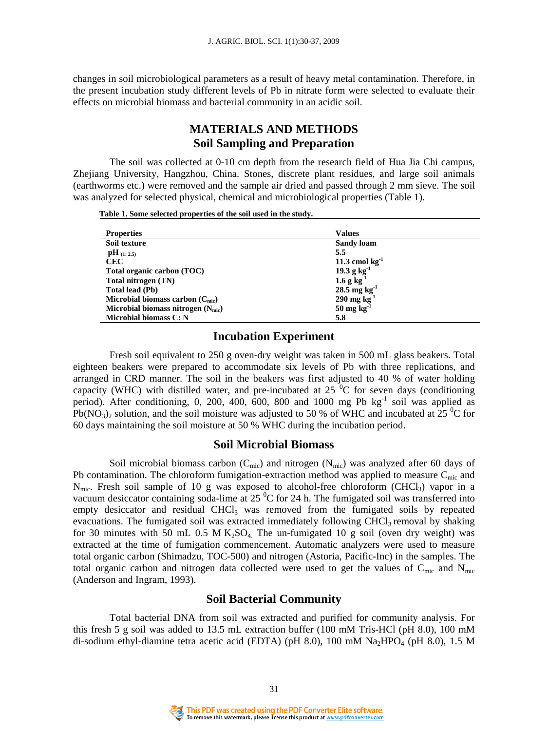changes in soil microbiological parameters as a result of heavy metal contamination. Therefore, in the present incubation study different levels of Pb in nitrate form were selected to evaluate their effects on microbial biomass and bacterial community in an acidic soil.

## MATERIALS AND METHODS

### Soil Sampling and Preparation

The soil was collected at 0-10 cm depth from the research field of Hua Jia Chi campus, Zhejiang University, Hangzhou, China. Stones, discrete plant residues, and large soil animals (earthworms etc.) were removed and the sample air dried and passed through 2 mm sieve. The soil was analyzed for selected physical, chemical and microbiological properties (Table 1).

**Table 1. Some selected properties of the soil used in the study.**

| Properties | Values |
|---|---|
| **Soil texture** | **Sandy loam** |
| **pH $_{(1:2.5)}$** | **5.5** |
| **CEC** | **11.3 cmol $kg^{-1}$** |
| **Total organic carbon (TOC)** | **19.3 g $kg^{-1}$** |
| **Total nitrogen (TN)** | **1.6 g $kg^{-1}$** |
| **Total lead (Pb)** | **28.5 mg $kg^{-1}$** |
| **Microbial biomass carbon ($C_{mic}$)** | **290 mg $kg^{-1}$** |
| **Microbial biomass nitrogen ($N_{mic}$)** | **50 mg $kg^{-1}$** |
| **Microbial biomass C: N** | **5.8** |

### Incubation Experiment

Fresh soil equivalent to 250 g oven-dry weight was taken in 500 mL glass beakers. Total eighteen beakers were prepared to accommodate six levels of Pb with three replications, and arranged in CRD manner. The soil in the beakers was first adjusted to 40 % of water holding capacity (WHC) with distilled water, and pre-incubated at 25 $^0$C for seven days (conditioning period). After conditioning, 0, 200, 400, 600, 800 and 1000 mg Pb $kg^{-1}$ soil was applied as $Pb(NO_3)_2$ solution, and the soil moisture was adjusted to 50 % of WHC and incubated at 25 $^0$C for 60 days maintaining the soil moisture at 50 % WHC during the incubation period.

### Soil Microbial Biomass

Soil microbial biomass carbon ($C_{mic}$) and nitrogen ($N_{mic}$) was analyzed after 60 days of Pb contamination. The chloroform fumigation-extraction method was applied to measure $C_{mic}$ and $N_{mic}$. Fresh soil sample of 10 g was exposed to alcohol-free chloroform ($CHCl_3$) vapor in a vacuum desiccator containing soda-lime at 25 $^0$C for 24 h. The fumigated soil was transferred into empty desiccator and residual $CHCl_3$ was removed from the fumigated soils by repeated evacuations. The fumigated soil was extracted immediately following $CHCl_3$ removal by shaking for 30 minutes with 50 mL 0.5 M $K_2SO_4$. The un-fumigated 10 g soil (oven dry weight) was extracted at the time of fumigation commencement. Automatic analyzers were used to measure total organic carbon (Shimadzu, TOC-500) and nitrogen (Astoria, Pacific-Inc) in the samples. The total organic carbon and nitrogen data collected were used to get the values of $C_{mic}$ and $N_{mic}$ (Anderson and Ingram, 1993).

### Soil Bacterial Community

Total bacterial DNA from soil was extracted and purified for community analysis. For this fresh 5 g soil was added to 13.5 mL extraction buffer (100 mM Tris-HCl (pH 8.0), 100 mM di-sodium ethyl-diamine tetra acetic acid (EDTA) (pH 8.0), 100 mM $Na_2HPO_4$ (pH 8.0), 1.5 M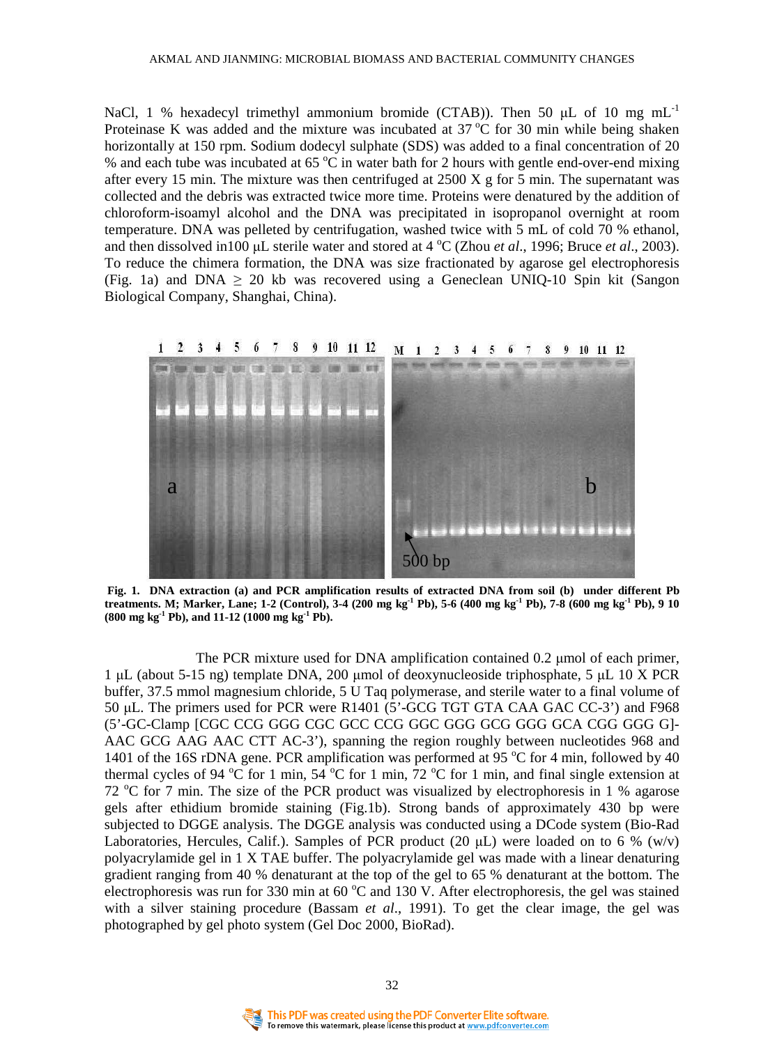NaCl, 1 % hexadecyl trimethyl ammonium bromide (CTAB)). Then 50 μL of 10 mg $mL^{-1}$ Proteinase K was added and the mixture was incubated at 37 °C for 30 min while being shaken horizontally at 150 rpm. Sodium dodecyl sulphate (SDS) was added to a final concentration of 20 % and each tube was incubated at 65 °C in water bath for 2 hours with gentle end-over-end mixing after every 15 min. The mixture was then centrifuged at 2500 X g for 5 min. The supernatant was collected and the debris was extracted twice more time. Proteins were denatured by the addition of chloroform-isoamyl alcohol and the DNA was precipitated in isopropanol overnight at room temperature. DNA was pelleted by centrifugation, washed twice with 5 mL of cold 70 % ethanol, and then dissolved in100 μL sterile water and stored at 4 °C (Zhou *et al*., 1996; Bruce *et al*., 2003). To reduce the chimera formation, the DNA was size fractionated by agarose gel electrophoresis (Fig. 1a) and DNA ≥ 20 kb was recovered using a Geneclean UNIQ-10 Spin kit (Sangon Biological Company, Shanghai, China).

**Fig. 1. DNA extraction (a) and PCR amplification results of extracted DNA from soil (b) under different Pb treatments. M; Marker, Lane; 1-2 (Control), 3-4 (200 mg $kg^{-1}$ Pb), 5-6 (400 mg $kg^{-1}$ Pb), 7-8 (600 mg $kg^{-1}$ Pb), 9 10 (800 mg $kg^{-1}$ Pb), and 11-12 (1000 mg $kg^{-1}$ Pb).**

The PCR mixture used for DNA amplification contained 0.2 μmol of each primer, 1 μL (about 5-15 ng) template DNA, 200 μmol of deoxynucleoside triphosphate, 5 μL 10 X PCR buffer, 37.5 mmol magnesium chloride, 5 U Taq polymerase, and sterile water to a final volume of 50 μL. The primers used for PCR were R1401 (5'-GCG TGT GTA CAA GAC CC-3') and F968 (5'-GC-Clamp [CGC CCG GGG CGC GCC CCG GGC GGG GCG GGG GCA CGG GGG G]-AAC GCG AAG AAC CTT AC-3'), spanning the region roughly between nucleotides 968 and 1401 of the 16S rDNA gene. PCR amplification was performed at 95 °C for 4 min, followed by 40 thermal cycles of 94 °C for 1 min, 54 °C for 1 min, 72 °C for 1 min, and final single extension at 72 °C for 7 min. The size of the PCR product was visualized by electrophoresis in 1 % agarose gels after ethidium bromide staining (Fig.1b). Strong bands of approximately 430 bp were subjected to DGGE analysis. The DGGE analysis was conducted using a DCode system (Bio-Rad Laboratories, Hercules, Calif.). Samples of PCR product (20 μL) were loaded on to 6 % (w/v) polyacrylamide gel in 1 X TAE buffer. The polyacrylamide gel was made with a linear denaturing gradient ranging from 40 % denaturant at the top of the gel to 65 % denaturant at the bottom. The electrophoresis was run for 330 min at 60 °C and 130 V. After electrophoresis, the gel was stained with a silver staining procedure (Bassam *et al*., 1991). To get the clear image, the gel was photographed by gel photo system (Gel Doc 2000, BioRad).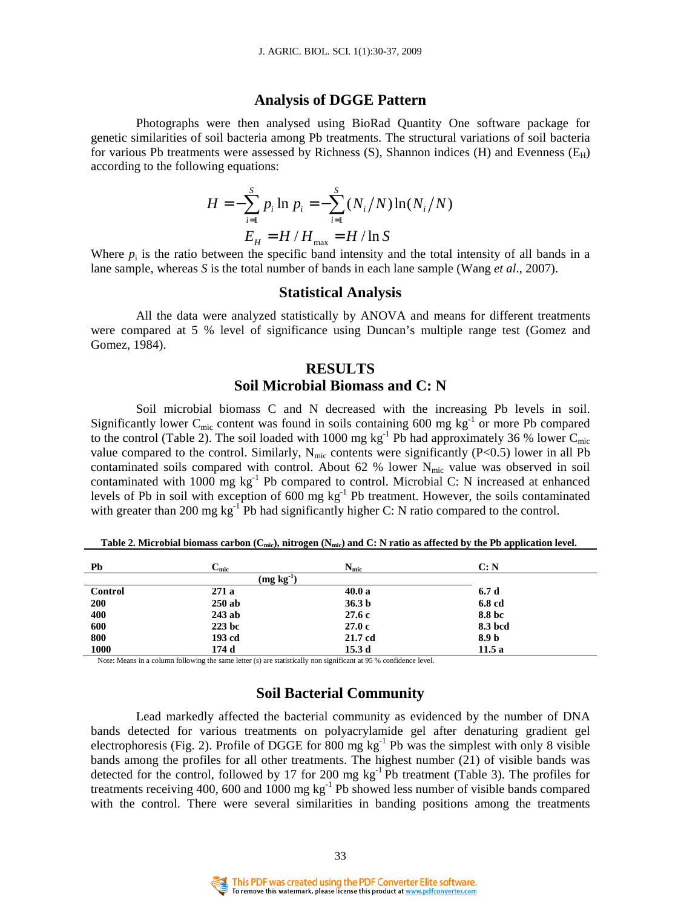## Analysis of DGGE Pattern

Photographs were then analysed using BioRad Quantity One software package for genetic similarities of soil bacteria among Pb treatments. The structural variations of soil bacteria for various Pb treatments were assessed by Richness (S), Shannon indices (H) and Evenness ($E_H$) according to the following equations:

$$H = -\sum_{i=1}^{S} p_i \ln p_i = -\sum_{i=1}^{S} (N_i/N)\ln(N_i/N)$$

$$E_H = H / H_{\max} = H / \ln S$$

Where $p_i$ is the ratio between the specific band intensity and the total intensity of all bands in a lane sample, whereas *S* is the total number of bands in each lane sample (Wang *et al*., 2007).

## Statistical Analysis

All the data were analyzed statistically by ANOVA and means for different treatments were compared at 5 % level of significance using Duncan's multiple range test (Gomez and Gomez, 1984).

# RESULTS

## Soil Microbial Biomass and C: N

Soil microbial biomass C and N decreased with the increasing Pb levels in soil. Significantly lower $C_{mic}$ content was found in soils containing 600 mg kg$^{-1}$ or more Pb compared to the control (Table 2). The soil loaded with 1000 mg kg$^{-1}$ Pb had approximately 36 % lower $C_{mic}$ value compared to the control. Similarly, $N_{mic}$ contents were significantly ($P<0.5$) lower in all Pb contaminated soils compared with control. About 62 % lower $N_{mic}$ value was observed in soil contaminated with 1000 mg kg$^{-1}$ Pb compared to control. Microbial C: N increased at enhanced levels of Pb in soil with exception of 600 mg kg$^{-1}$ Pb treatment. However, the soils contaminated with greater than 200 mg kg$^{-1}$ Pb had significantly higher C: N ratio compared to the control.

**Table 2. Microbial biomass carbon ($C_{mic}$), nitrogen ($N_{mic}$) and C: N ratio as affected by the Pb application level.**

| Pb | $C_{mic}$ | $N_{mic}$ | C: N |
|---|---|---|---|
| | (mg kg$^{-1}$) | | |
| **Control** | **271 a** | **40.0 a** | **6.7 d** |
| **200** | **250 ab** | **36.3 b** | **6.8 cd** |
| **400** | **243 ab** | **27.6 c** | **8.8 bc** |
| **600** | **223 bc** | **27.0 c** | **8.3 bcd** |
| **800** | **193 cd** | **21.7 cd** | **8.9 b** |
| **1000** | **174 d** | **15.3 d** | **11.5 a** |

Note: Means in a column following the same letter (s) are statistically non significant at 95 % confidence level.

## Soil Bacterial Community

Lead markedly affected the bacterial community as evidenced by the number of DNA bands detected for various treatments on polyacrylamide gel after denaturing gradient gel electrophoresis (Fig. 2). Profile of DGGE for 800 mg kg$^{-1}$ Pb was the simplest with only 8 visible bands among the profiles for all other treatments. The highest number (21) of visible bands was detected for the control, followed by 17 for 200 mg kg$^{-1}$ Pb treatment (Table 3). The profiles for treatments receiving 400, 600 and 1000 mg kg$^{-1}$ Pb showed less number of visible bands compared with the control. There were several similarities in banding positions among the treatments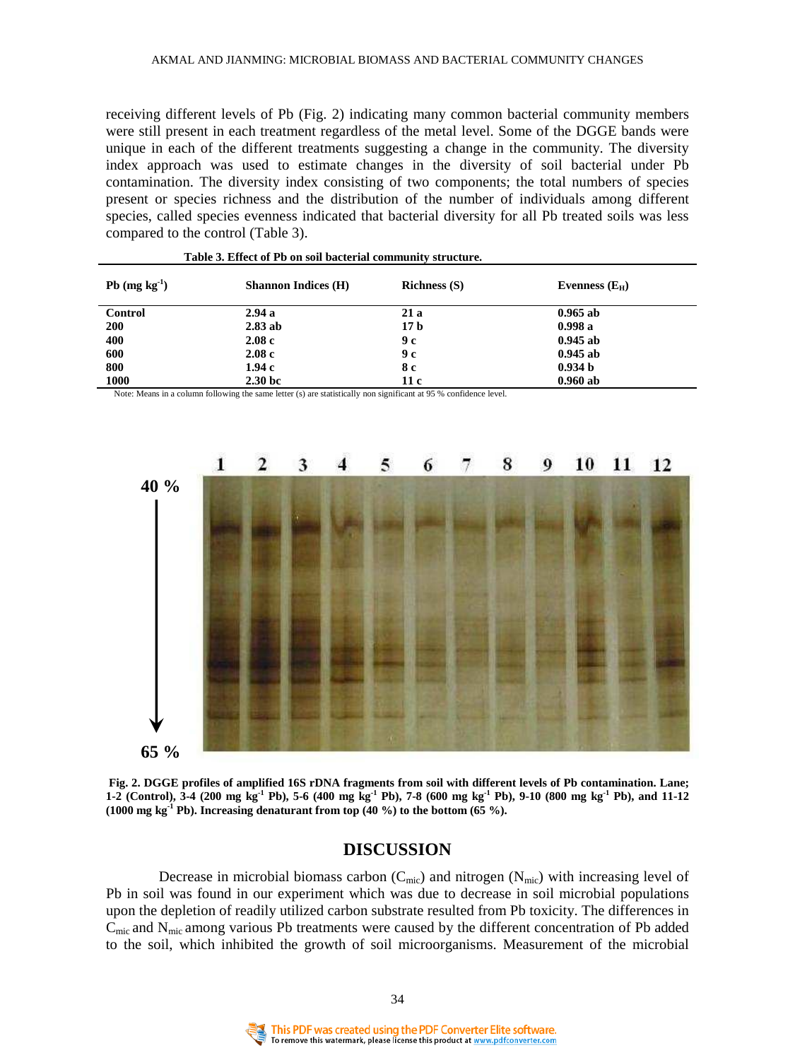receiving different levels of Pb (Fig. 2) indicating many common bacterial community members were still present in each treatment regardless of the metal level. Some of the DGGE bands were unique in each of the different treatments suggesting a change in the community. The diversity index approach was used to estimate changes in the diversity of soil bacterial under Pb contamination. The diversity index consisting of two components; the total numbers of species present or species richness and the distribution of the number of individuals among different species, called species evenness indicated that bacterial diversity for all Pb treated soils was less compared to the control (Table 3).

**Table 3. Effect of Pb on soil bacterial community structure.**

| Pb (mg $kg^{-1}$) | Shannon Indices (H) | Richness (S) | Evenness ($E_H$) |
|---|---|---|---|
| Control | 2.94 a | 21 a | 0.965 ab |
| 200 | 2.83 ab | 17 b | 0.998 a |
| 400 | 2.08 c | 9 c | 0.945 ab |
| 600 | 2.08 c | 9 c | 0.945 ab |
| 800 | 1.94 c | 8 c | 0.934 b |
| 1000 | 2.30 bc | 11 c | 0.960 ab |

Note: Means in a column following the same letter (s) are statistically non significant at 95 % confidence level.

**Fig. 2. DGGE profiles of amplified 16S rDNA fragments from soil with different levels of Pb contamination. Lane; 1-2 (Control), 3-4 (200 mg $kg^{-1}$ Pb), 5-6 (400 mg $kg^{-1}$ Pb), 7-8 (600 mg $kg^{-1}$ Pb), 9-10 (800 mg $kg^{-1}$ Pb), and 11-12 (1000 mg $kg^{-1}$ Pb). Increasing denaturant from top (40 %) to the bottom (65 %).**

## DISCUSSION

Decrease in microbial biomass carbon ($C_{mic}$) and nitrogen ($N_{mic}$) with increasing level of Pb in soil was found in our experiment which was due to decrease in soil microbial populations upon the depletion of readily utilized carbon substrate resulted from Pb toxicity. The differences in $C_{mic}$ and $N_{mic}$ among various Pb treatments were caused by the different concentration of Pb added to the soil, which inhibited the growth of soil microorganisms. Measurement of the microbial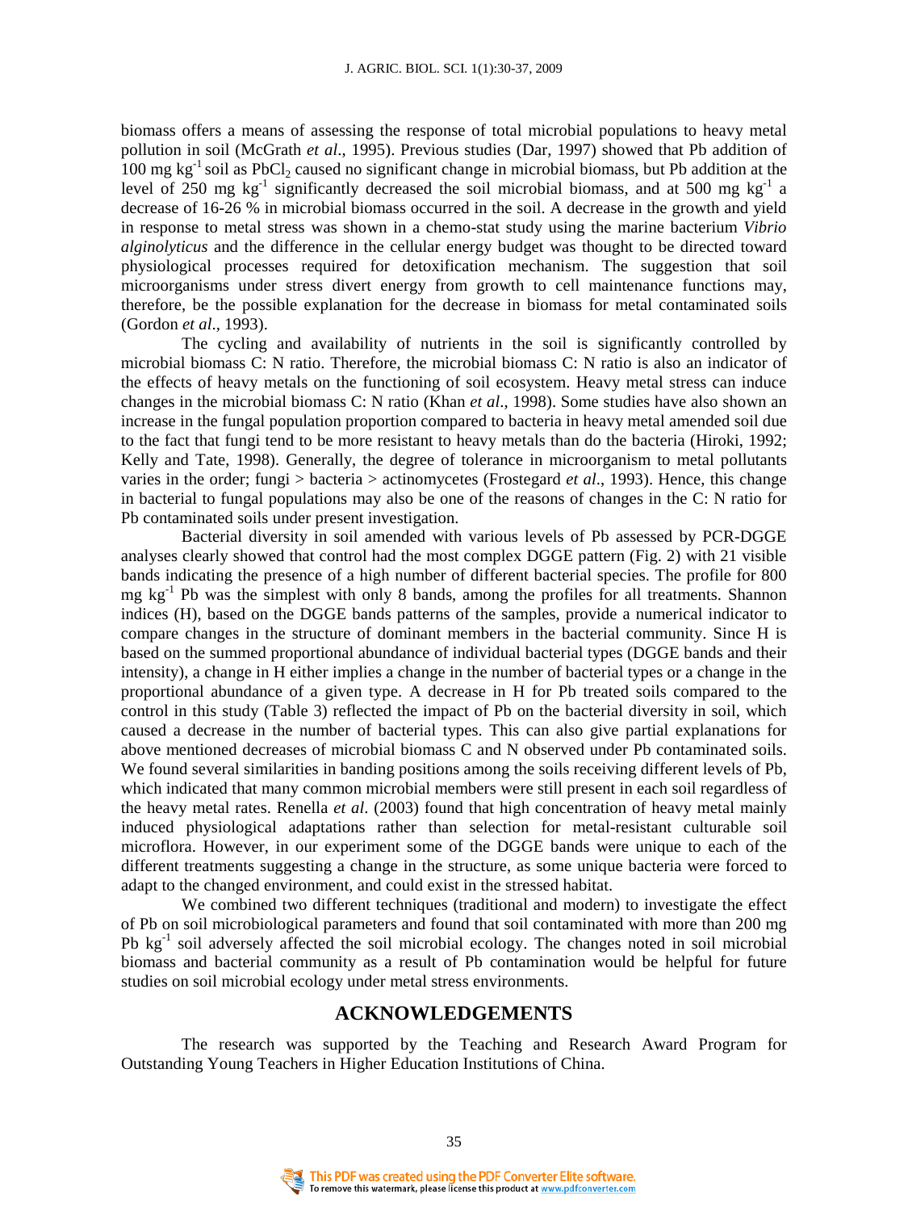biomass offers a means of assessing the response of total microbial populations to heavy metal pollution in soil (McGrath *et al*., 1995). Previous studies (Dar, 1997) showed that Pb addition of 100 mg $kg^{-1}$ soil as $PbCl_2$ caused no significant change in microbial biomass, but Pb addition at the level of 250 mg $kg^{-1}$ significantly decreased the soil microbial biomass, and at 500 mg $kg^{-1}$ a decrease of 16-26 % in microbial biomass occurred in the soil. A decrease in the growth and yield in response to metal stress was shown in a chemo-stat study using the marine bacterium *Vibrio alginolyticus* and the difference in the cellular energy budget was thought to be directed toward physiological processes required for detoxification mechanism. The suggestion that soil microorganisms under stress divert energy from growth to cell maintenance functions may, therefore, be the possible explanation for the decrease in biomass for metal contaminated soils (Gordon *et al*., 1993).

The cycling and availability of nutrients in the soil is significantly controlled by microbial biomass C: N ratio. Therefore, the microbial biomass C: N ratio is also an indicator of the effects of heavy metals on the functioning of soil ecosystem. Heavy metal stress can induce changes in the microbial biomass C: N ratio (Khan *et al*., 1998). Some studies have also shown an increase in the fungal population proportion compared to bacteria in heavy metal amended soil due to the fact that fungi tend to be more resistant to heavy metals than do the bacteria (Hiroki, 1992; Kelly and Tate, 1998). Generally, the degree of tolerance in microorganism to metal pollutants varies in the order; fungi > bacteria > actinomycetes (Frostegard *et al*., 1993). Hence, this change in bacterial to fungal populations may also be one of the reasons of changes in the C: N ratio for Pb contaminated soils under present investigation.

Bacterial diversity in soil amended with various levels of Pb assessed by PCR-DGGE analyses clearly showed that control had the most complex DGGE pattern (Fig. 2) with 21 visible bands indicating the presence of a high number of different bacterial species. The profile for 800 mg $kg^{-1}$ Pb was the simplest with only 8 bands, among the profiles for all treatments. Shannon indices (H), based on the DGGE bands patterns of the samples, provide a numerical indicator to compare changes in the structure of dominant members in the bacterial community. Since H is based on the summed proportional abundance of individual bacterial types (DGGE bands and their intensity), a change in H either implies a change in the number of bacterial types or a change in the proportional abundance of a given type. A decrease in H for Pb treated soils compared to the control in this study (Table 3) reflected the impact of Pb on the bacterial diversity in soil, which caused a decrease in the number of bacterial types. This can also give partial explanations for above mentioned decreases of microbial biomass C and N observed under Pb contaminated soils. We found several similarities in banding positions among the soils receiving different levels of Pb, which indicated that many common microbial members were still present in each soil regardless of the heavy metal rates. Renella *et al*. (2003) found that high concentration of heavy metal mainly induced physiological adaptations rather than selection for metal-resistant culturable soil microflora. However, in our experiment some of the DGGE bands were unique to each of the different treatments suggesting a change in the structure, as some unique bacteria were forced to adapt to the changed environment, and could exist in the stressed habitat.

We combined two different techniques (traditional and modern) to investigate the effect of Pb on soil microbiological parameters and found that soil contaminated with more than 200 mg Pb $kg^{-1}$ soil adversely affected the soil microbial ecology. The changes noted in soil microbial biomass and bacterial community as a result of Pb contamination would be helpful for future studies on soil microbial ecology under metal stress environments.

## ACKNOWLEDGEMENTS

The research was supported by the Teaching and Research Award Program for Outstanding Young Teachers in Higher Education Institutions of China.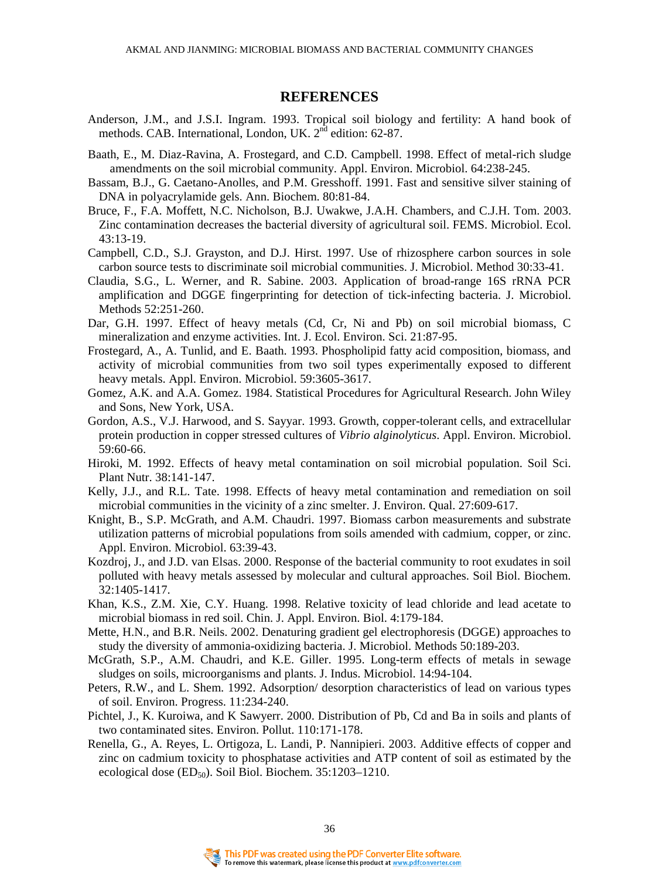## REFERENCES

Anderson, J.M., and J.S.I. Ingram. 1993. Tropical soil biology and fertility: A hand book of methods. CAB. International, London, UK. 2nd edition: 62-87.

Baath, E., M. Diaz-Ravina, A. Frostegard, and C.D. Campbell. 1998. Effect of metal-rich sludge amendments on the soil microbial community. Appl. Environ. Microbiol. 64:238-245.

Bassam, B.J., G. Caetano-Anolles, and P.M. Gresshoff. 1991. Fast and sensitive silver staining of DNA in polyacrylamide gels. Ann. Biochem. 80:81-84.

Bruce, F., F.A. Moffett, N.C. Nicholson, B.J. Uwakwe, J.A.H. Chambers, and C.J.H. Tom. 2003. Zinc contamination decreases the bacterial diversity of agricultural soil. FEMS. Microbiol. Ecol. 43:13-19.

Campbell, C.D., S.J. Grayston, and D.J. Hirst. 1997. Use of rhizosphere carbon sources in sole carbon source tests to discriminate soil microbial communities. J. Microbiol. Method 30:33-41.

Claudia, S.G., L. Werner, and R. Sabine. 2003. Application of broad-range 16S rRNA PCR amplification and DGGE fingerprinting for detection of tick-infecting bacteria. J. Microbiol. Methods 52:251-260.

Dar, G.H. 1997. Effect of heavy metals (Cd, Cr, Ni and Pb) on soil microbial biomass, C mineralization and enzyme activities. Int. J. Ecol. Environ. Sci. 21:87-95.

Frostegard, A., A. Tunlid, and E. Baath. 1993. Phospholipid fatty acid composition, biomass, and activity of microbial communities from two soil types experimentally exposed to different heavy metals. Appl. Environ. Microbiol. 59:3605-3617.

Gomez, A.K. and A.A. Gomez. 1984. Statistical Procedures for Agricultural Research. John Wiley and Sons, New York, USA.

Gordon, A.S., V.J. Harwood, and S. Sayyar. 1993. Growth, copper-tolerant cells, and extracellular protein production in copper stressed cultures of *Vibrio alginolyticus*. Appl. Environ. Microbiol. 59:60-66.

Hiroki, M. 1992. Effects of heavy metal contamination on soil microbial population. Soil Sci. Plant Nutr. 38:141-147.

Kelly, J.J., and R.L. Tate. 1998. Effects of heavy metal contamination and remediation on soil microbial communities in the vicinity of a zinc smelter. J. Environ. Qual. 27:609-617.

Knight, B., S.P. McGrath, and A.M. Chaudri. 1997. Biomass carbon measurements and substrate utilization patterns of microbial populations from soils amended with cadmium, copper, or zinc. Appl. Environ. Microbiol. 63:39-43.

Kozdroj, J., and J.D. van Elsas. 2000. Response of the bacterial community to root exudates in soil polluted with heavy metals assessed by molecular and cultural approaches. Soil Biol. Biochem. 32:1405-1417.

Khan, K.S., Z.M. Xie, C.Y. Huang. 1998. Relative toxicity of lead chloride and lead acetate to microbial biomass in red soil. Chin. J. Appl. Environ. Biol. 4:179-184.

Mette, H.N., and B.R. Neils. 2002. Denaturing gradient gel electrophoresis (DGGE) approaches to study the diversity of ammonia-oxidizing bacteria. J. Microbiol. Methods 50:189-203.

McGrath, S.P., A.M. Chaudri, and K.E. Giller. 1995. Long-term effects of metals in sewage sludges on soils, microorganisms and plants. J. Indus. Microbiol. 14:94-104.

Peters, R.W., and L. Shem. 1992. Adsorption/ desorption characteristics of lead on various types of soil. Environ. Progress. 11:234-240.

Pichtel, J., K. Kuroiwa, and K Sawyerr. 2000. Distribution of Pb, Cd and Ba in soils and plants of two contaminated sites. Environ. Pollut. 110:171-178.

Renella, G., A. Reyes, L. Ortigoza, L. Landi, P. Nannipieri. 2003. Additive effects of copper and zinc on cadmium toxicity to phosphatase activities and ATP content of soil as estimated by the ecological dose ($ED_{50}$). Soil Biol. Biochem. 35:1203–1210.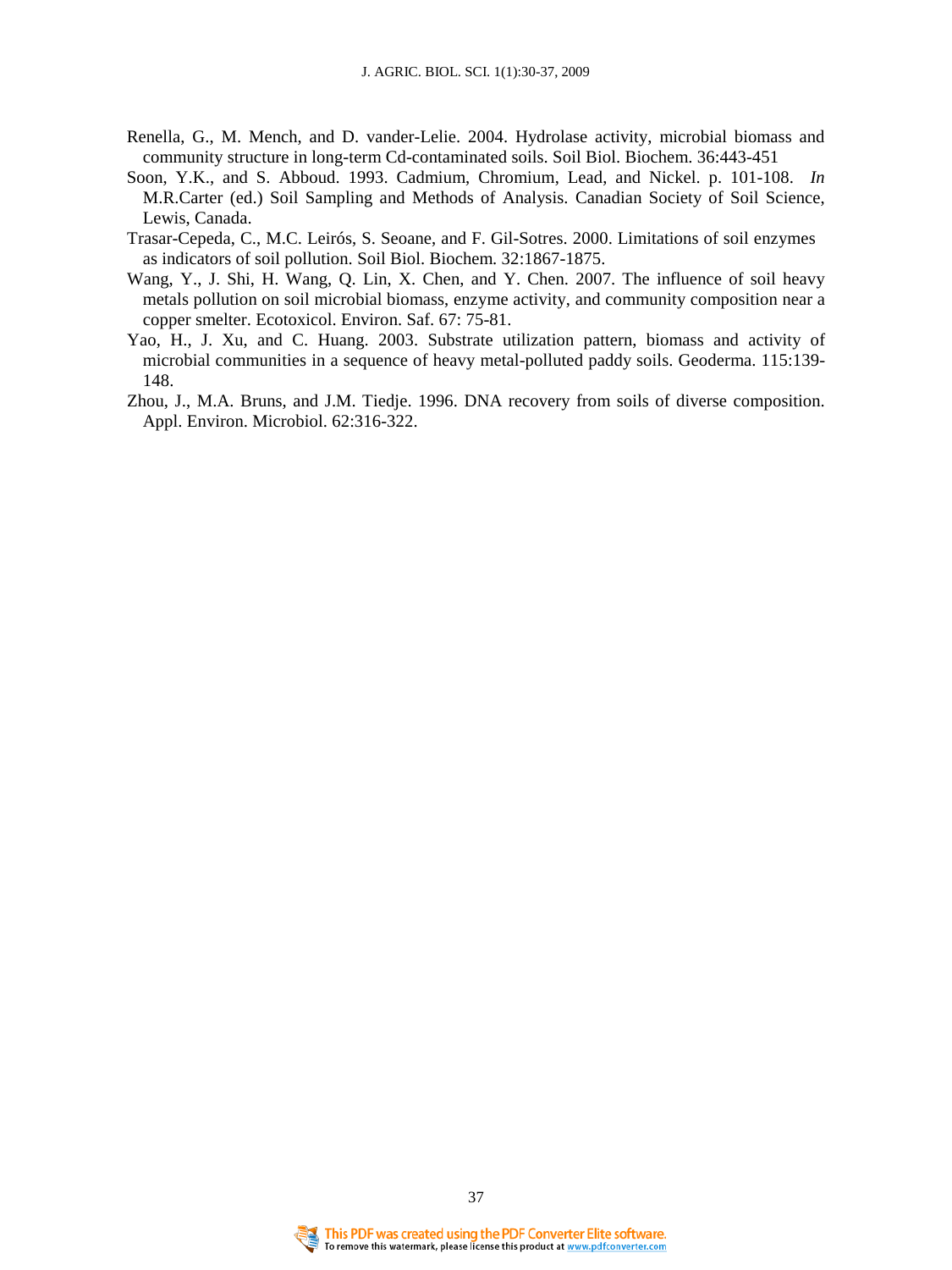Renella, G., M. Mench, and D. vander-Lelie. 2004. Hydrolase activity, microbial biomass and community structure in long-term Cd-contaminated soils. Soil Biol. Biochem. 36:443-451

Soon, Y.K., and S. Abboud. 1993. Cadmium, Chromium, Lead, and Nickel. p. 101-108. *In* M.R.Carter (ed.) Soil Sampling and Methods of Analysis. Canadian Society of Soil Science, Lewis, Canada.

Trasar-Cepeda, C., M.C. Leirós, S. Seoane, and F. Gil-Sotres. 2000. Limitations of soil enzymes as indicators of soil pollution. Soil Biol. Biochem. 32:1867-1875.

Wang, Y., J. Shi, H. Wang, Q. Lin, X. Chen, and Y. Chen. 2007. The influence of soil heavy metals pollution on soil microbial biomass, enzyme activity, and community composition near a copper smelter. Ecotoxicol. Environ. Saf. 67: 75-81.

Yao, H., J. Xu, and C. Huang. 2003. Substrate utilization pattern, biomass and activity of microbial communities in a sequence of heavy metal-polluted paddy soils. Geoderma. 115:139-148.

Zhou, J., M.A. Bruns, and J.M. Tiedje. 1996. DNA recovery from soils of diverse composition. Appl. Environ. Microbiol. 62:316-322.